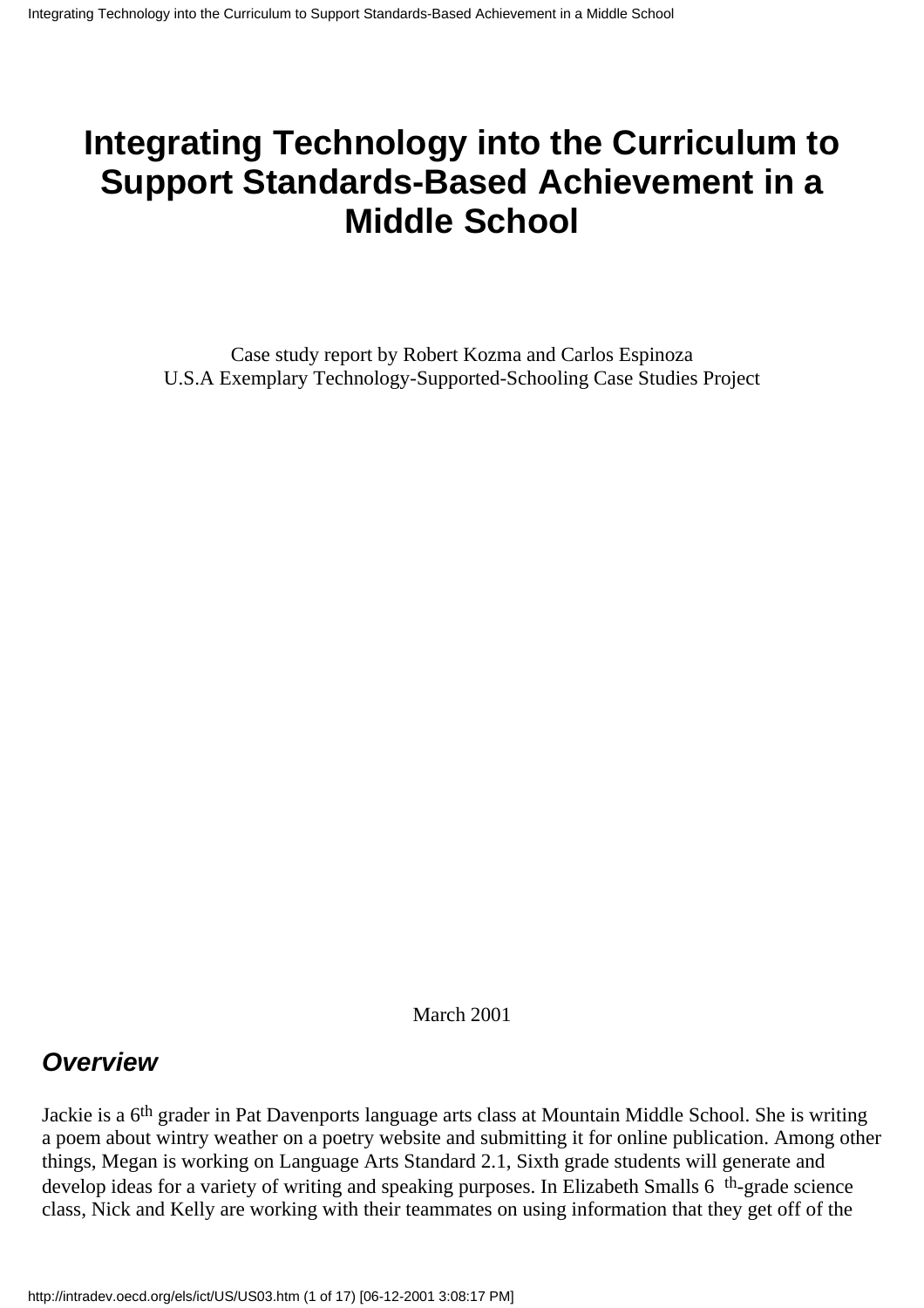# Integrating Technology into the Curriculum to Support Standards-Based Achievement in a Middle School

Case study report by Robert Kozma and Carlos Espinoza
U.S.A Exemplary Technology-Supported-Schooling Case Studies Project

March 2001

## *Overview*

Jackie is a 6th grader in Pat Davenports language arts class at Mountain Middle School. She is writing a poem about wintry weather on a poetry website and submitting it for online publication. Among other things, Megan is working on Language Arts Standard 2.1, Sixth grade students will generate and develop ideas for a variety of writing and speaking purposes. In Elizabeth Smalls 6 th-grade science class, Nick and Kelly are working with their teammates on using information that they get off of the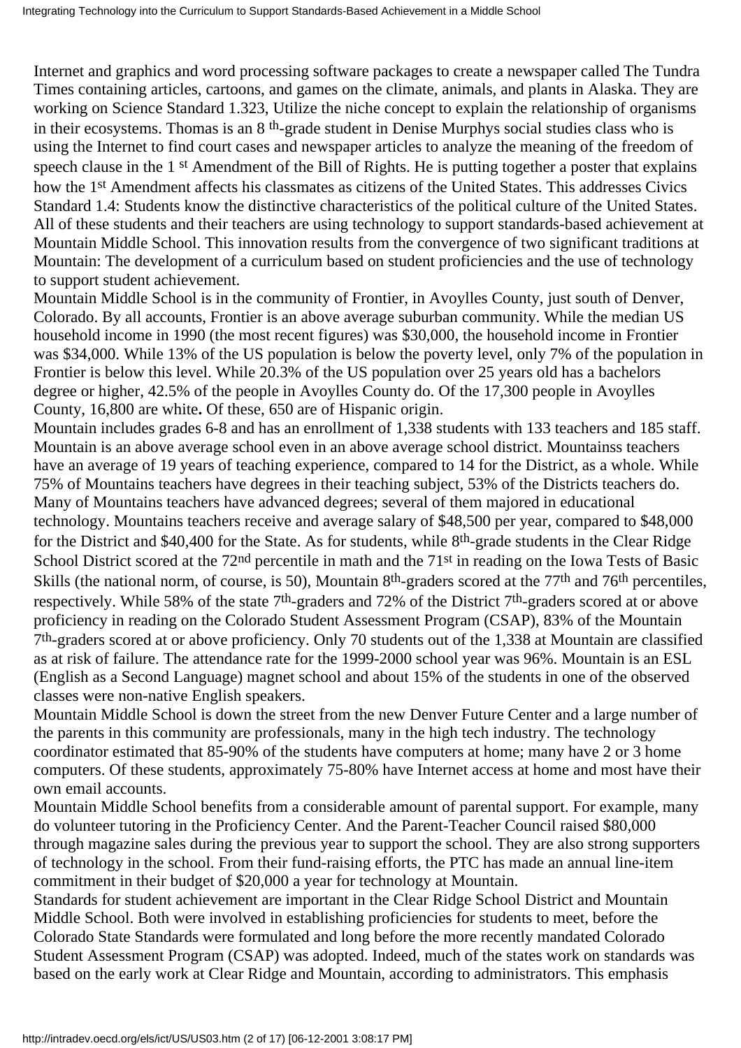Internet and graphics and word processing software packages to create a newspaper called The Tundra Times containing articles, cartoons, and games on the climate, animals, and plants in Alaska. They are working on Science Standard 1.323, Utilize the niche concept to explain the relationship of organisms in their ecosystems. Thomas is an 8 th-grade student in Denise Murphys social studies class who is using the Internet to find court cases and newspaper articles to analyze the meaning of the freedom of speech clause in the 1 st Amendment of the Bill of Rights. He is putting together a poster that explains how the 1st Amendment affects his classmates as citizens of the United States. This addresses Civics Standard 1.4: Students know the distinctive characteristics of the political culture of the United States. All of these students and their teachers are using technology to support standards-based achievement at Mountain Middle School. This innovation results from the convergence of two significant traditions at Mountain: The development of a curriculum based on student proficiencies and the use of technology to support student achievement.

Mountain Middle School is in the community of Frontier, in Avoylles County, just south of Denver, Colorado. By all accounts, Frontier is an above average suburban community. While the median US household income in 1990 (the most recent figures) was $30,000, the household income in Frontier was $34,000. While 13% of the US population is below the poverty level, only 7% of the population in Frontier is below this level. While 20.3% of the US population over 25 years old has a bachelors degree or higher, 42.5% of the people in Avoylles County do. Of the 17,300 people in Avoylles County, 16,800 are white**.** Of these, 650 are of Hispanic origin.

Mountain includes grades 6-8 and has an enrollment of 1,338 students with 133 teachers and 185 staff. Mountain is an above average school even in an above average school district. Mountainss teachers have an average of 19 years of teaching experience, compared to 14 for the District, as a whole. While 75% of Mountains teachers have degrees in their teaching subject, 53% of the Districts teachers do. Many of Mountains teachers have advanced degrees; several of them majored in educational technology. Mountains teachers receive and average salary of $48,500 per year, compared to $48,000 for the District and $40,400 for the State. As for students, while 8th-grade students in the Clear Ridge School District scored at the 72nd percentile in math and the 71st in reading on the Iowa Tests of Basic Skills (the national norm, of course, is 50), Mountain 8th-graders scored at the 77th and 76th percentiles, respectively. While 58% of the state 7th-graders and 72% of the District 7th-graders scored at or above proficiency in reading on the Colorado Student Assessment Program (CSAP), 83% of the Mountain 7th-graders scored at or above proficiency. Only 70 students out of the 1,338 at Mountain are classified as at risk of failure. The attendance rate for the 1999-2000 school year was 96%. Mountain is an ESL (English as a Second Language) magnet school and about 15% of the students in one of the observed classes were non-native English speakers.

Mountain Middle School is down the street from the new Denver Future Center and a large number of the parents in this community are professionals, many in the high tech industry. The technology coordinator estimated that 85-90% of the students have computers at home; many have 2 or 3 home computers. Of these students, approximately 75-80% have Internet access at home and most have their own email accounts.

Mountain Middle School benefits from a considerable amount of parental support. For example, many do volunteer tutoring in the Proficiency Center. And the Parent-Teacher Council raised $80,000 through magazine sales during the previous year to support the school. They are also strong supporters of technology in the school. From their fund-raising efforts, the PTC has made an annual line-item commitment in their budget of $20,000 a year for technology at Mountain.

Standards for student achievement are important in the Clear Ridge School District and Mountain Middle School. Both were involved in establishing proficiencies for students to meet, before the Colorado State Standards were formulated and long before the more recently mandated Colorado Student Assessment Program (CSAP) was adopted. Indeed, much of the states work on standards was based on the early work at Clear Ridge and Mountain, according to administrators. This emphasis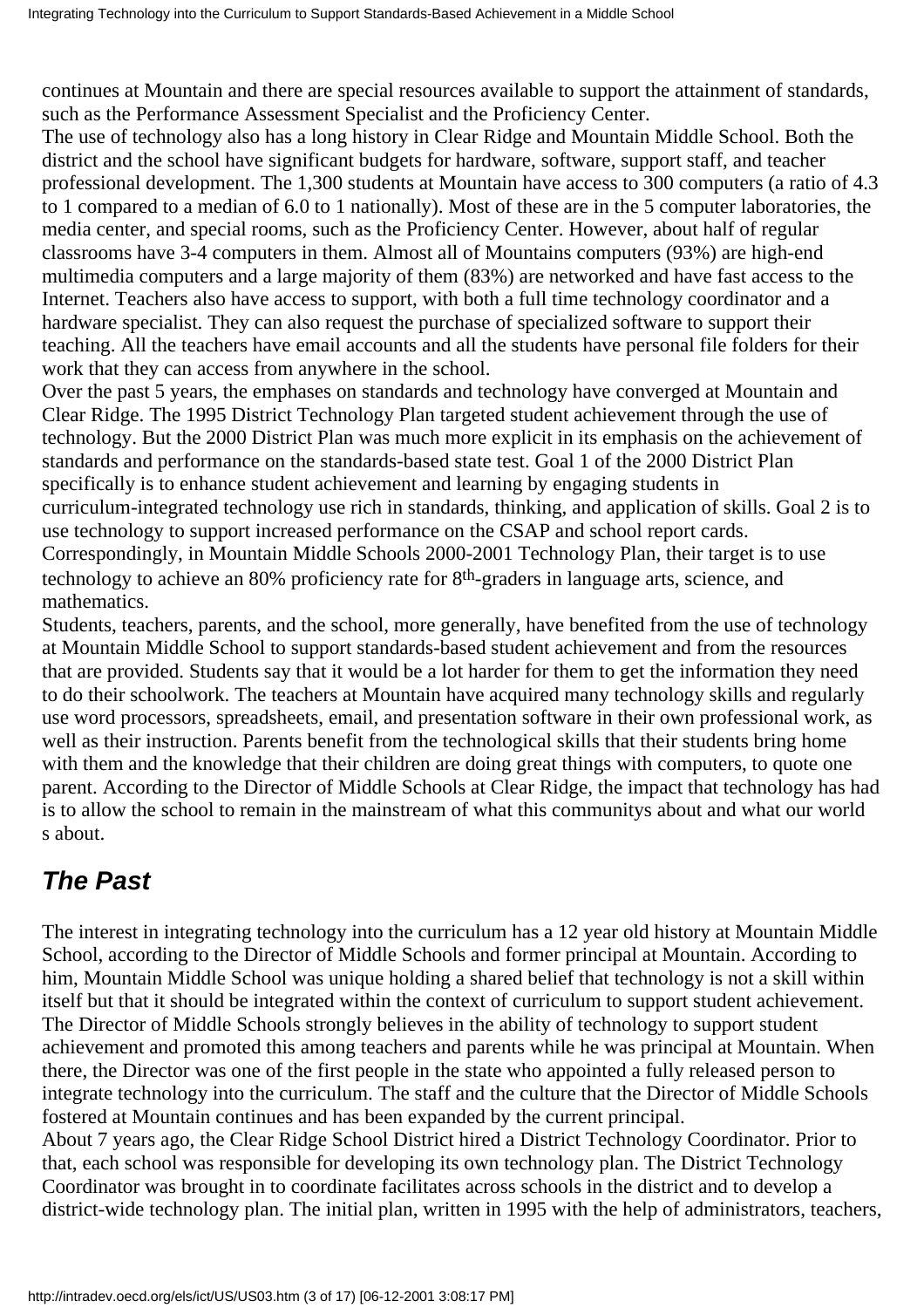continues at Mountain and there are special resources available to support the attainment of standards, such as the Performance Assessment Specialist and the Proficiency Center.

The use of technology also has a long history in Clear Ridge and Mountain Middle School. Both the district and the school have significant budgets for hardware, software, support staff, and teacher professional development. The 1,300 students at Mountain have access to 300 computers (a ratio of 4.3 to 1 compared to a median of 6.0 to 1 nationally). Most of these are in the 5 computer laboratories, the media center, and special rooms, such as the Proficiency Center. However, about half of regular classrooms have 3-4 computers in them. Almost all of Mountains computers (93%) are high-end multimedia computers and a large majority of them (83%) are networked and have fast access to the Internet. Teachers also have access to support, with both a full time technology coordinator and a hardware specialist. They can also request the purchase of specialized software to support their teaching. All the teachers have email accounts and all the students have personal file folders for their work that they can access from anywhere in the school.

Over the past 5 years, the emphases on standards and technology have converged at Mountain and Clear Ridge. The 1995 District Technology Plan targeted student achievement through the use of technology. But the 2000 District Plan was much more explicit in its emphasis on the achievement of standards and performance on the standards-based state test. Goal 1 of the 2000 District Plan specifically is to enhance student achievement and learning by engaging students in curriculum-integrated technology use rich in standards, thinking, and application of skills. Goal 2 is to use technology to support increased performance on the CSAP and school report cards. Correspondingly, in Mountain Middle Schools 2000-2001 Technology Plan, their target is to use technology to achieve an 80% proficiency rate for 8th-graders in language arts, science, and mathematics.

Students, teachers, parents, and the school, more generally, have benefited from the use of technology at Mountain Middle School to support standards-based student achievement and from the resources that are provided. Students say that it would be a lot harder for them to get the information they need to do their schoolwork. The teachers at Mountain have acquired many technology skills and regularly use word processors, spreadsheets, email, and presentation software in their own professional work, as well as their instruction. Parents benefit from the technological skills that their students bring home with them and the knowledge that their children are doing great things with computers, to quote one parent. According to the Director of Middle Schools at Clear Ridge, the impact that technology has had is to allow the school to remain in the mainstream of what this communitys about and what our world s about.

## *The Past*

The interest in integrating technology into the curriculum has a 12 year old history at Mountain Middle School, according to the Director of Middle Schools and former principal at Mountain. According to him, Mountain Middle School was unique holding a shared belief that technology is not a skill within itself but that it should be integrated within the context of curriculum to support student achievement. The Director of Middle Schools strongly believes in the ability of technology to support student achievement and promoted this among teachers and parents while he was principal at Mountain. When there, the Director was one of the first people in the state who appointed a fully released person to integrate technology into the curriculum. The staff and the culture that the Director of Middle Schools fostered at Mountain continues and has been expanded by the current principal.

About 7 years ago, the Clear Ridge School District hired a District Technology Coordinator. Prior to that, each school was responsible for developing its own technology plan. The District Technology Coordinator was brought in to coordinate facilitates across schools in the district and to develop a district-wide technology plan. The initial plan, written in 1995 with the help of administrators, teachers,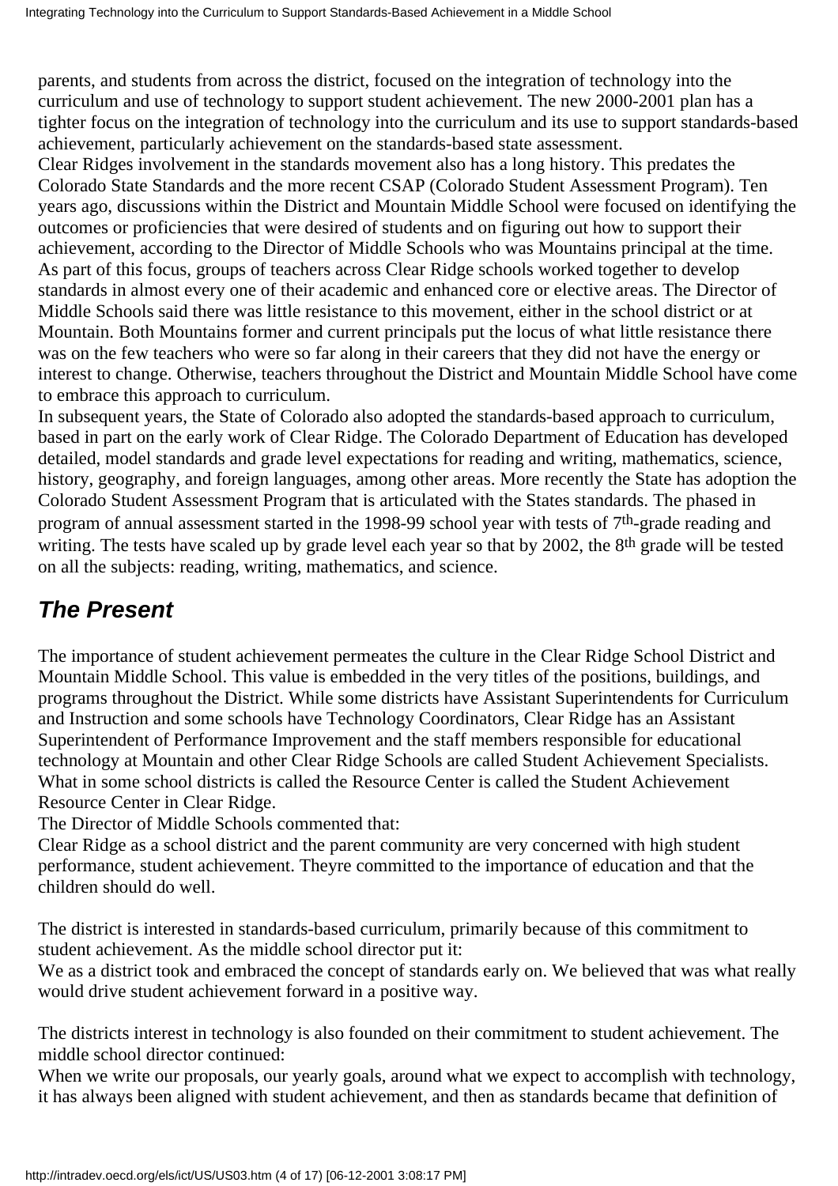parents, and students from across the district, focused on the integration of technology into the curriculum and use of technology to support student achievement. The new 2000-2001 plan has a tighter focus on the integration of technology into the curriculum and its use to support standards-based achievement, particularly achievement on the standards-based state assessment.

Clear Ridges involvement in the standards movement also has a long history. This predates the Colorado State Standards and the more recent CSAP (Colorado Student Assessment Program). Ten years ago, discussions within the District and Mountain Middle School were focused on identifying the outcomes or proficiencies that were desired of students and on figuring out how to support their achievement, according to the Director of Middle Schools who was Mountains principal at the time. As part of this focus, groups of teachers across Clear Ridge schools worked together to develop standards in almost every one of their academic and enhanced core or elective areas. The Director of Middle Schools said there was little resistance to this movement, either in the school district or at Mountain. Both Mountains former and current principals put the locus of what little resistance there was on the few teachers who were so far along in their careers that they did not have the energy or interest to change. Otherwise, teachers throughout the District and Mountain Middle School have come to embrace this approach to curriculum.

In subsequent years, the State of Colorado also adopted the standards-based approach to curriculum, based in part on the early work of Clear Ridge. The Colorado Department of Education has developed detailed, model standards and grade level expectations for reading and writing, mathematics, science, history, geography, and foreign languages, among other areas. More recently the State has adoption the Colorado Student Assessment Program that is articulated with the States standards. The phased in program of annual assessment started in the 1998-99 school year with tests of 7th-grade reading and writing. The tests have scaled up by grade level each year so that by 2002, the 8th grade will be tested on all the subjects: reading, writing, mathematics, and science.

## *The Present*

The importance of student achievement permeates the culture in the Clear Ridge School District and Mountain Middle School. This value is embedded in the very titles of the positions, buildings, and programs throughout the District. While some districts have Assistant Superintendents for Curriculum and Instruction and some schools have Technology Coordinators, Clear Ridge has an Assistant Superintendent of Performance Improvement and the staff members responsible for educational technology at Mountain and other Clear Ridge Schools are called Student Achievement Specialists. What in some school districts is called the Resource Center is called the Student Achievement Resource Center in Clear Ridge.

The Director of Middle Schools commented that:

Clear Ridge as a school district and the parent community are very concerned with high student performance, student achievement. Theyre committed to the importance of education and that the children should do well.

The district is interested in standards-based curriculum, primarily because of this commitment to student achievement. As the middle school director put it:

We as a district took and embraced the concept of standards early on. We believed that was what really would drive student achievement forward in a positive way.

The districts interest in technology is also founded on their commitment to student achievement. The middle school director continued:

When we write our proposals, our yearly goals, around what we expect to accomplish with technology, it has always been aligned with student achievement, and then as standards became that definition of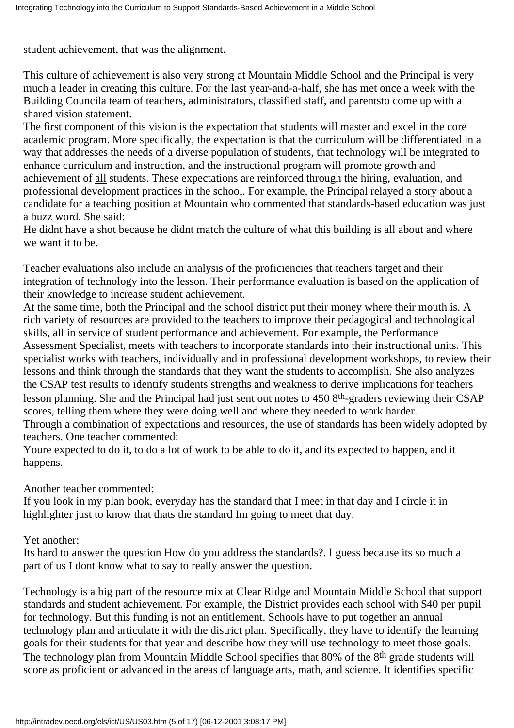student achievement, that was the alignment.

This culture of achievement is also very strong at Mountain Middle School and the Principal is very much a leader in creating this culture. For the last year-and-a-half, she has met once a week with the Building Councila team of teachers, administrators, classified staff, and parentsto come up with a shared vision statement.

The first component of this vision is the expectation that students will master and excel in the core academic program. More specifically, the expectation is that the curriculum will be differentiated in a way that addresses the needs of a diverse population of students, that technology will be integrated to enhance curriculum and instruction, and the instructional program will promote growth and achievement of all students. These expectations are reinforced through the hiring, evaluation, and professional development practices in the school. For example, the Principal relayed a story about a candidate for a teaching position at Mountain who commented that standards-based education was just a buzz word. She said:

He didnt have a shot because he didnt match the culture of what this building is all about and where we want it to be.

Teacher evaluations also include an analysis of the proficiencies that teachers target and their integration of technology into the lesson. Their performance evaluation is based on the application of their knowledge to increase student achievement.

At the same time, both the Principal and the school district put their money where their mouth is. A rich variety of resources are provided to the teachers to improve their pedagogical and technological skills, all in service of student performance and achievement. For example, the Performance Assessment Specialist, meets with teachers to incorporate standards into their instructional units. This specialist works with teachers, individually and in professional development workshops, to review their lessons and think through the standards that they want the students to accomplish. She also analyzes the CSAP test results to identify students strengths and weakness to derive implications for teachers lesson planning. She and the Principal had just sent out notes to 450 8th-graders reviewing their CSAP scores, telling them where they were doing well and where they needed to work harder.

Through a combination of expectations and resources, the use of standards has been widely adopted by teachers. One teacher commented:

Youre expected to do it, to do a lot of work to be able to do it, and its expected to happen, and it happens.

Another teacher commented:

If you look in my plan book, everyday has the standard that I meet in that day and I circle it in highlighter just to know that thats the standard Im going to meet that day.

Yet another:

Its hard to answer the question How do you address the standards?. I guess because its so much a part of us I dont know what to say to really answer the question.

Technology is a big part of the resource mix at Clear Ridge and Mountain Middle School that support standards and student achievement. For example, the District provides each school with $40 per pupil for technology. But this funding is not an entitlement. Schools have to put together an annual technology plan and articulate it with the district plan. Specifically, they have to identify the learning goals for their students for that year and describe how they will use technology to meet those goals. The technology plan from Mountain Middle School specifies that 80% of the 8th grade students will score as proficient or advanced in the areas of language arts, math, and science. It identifies specific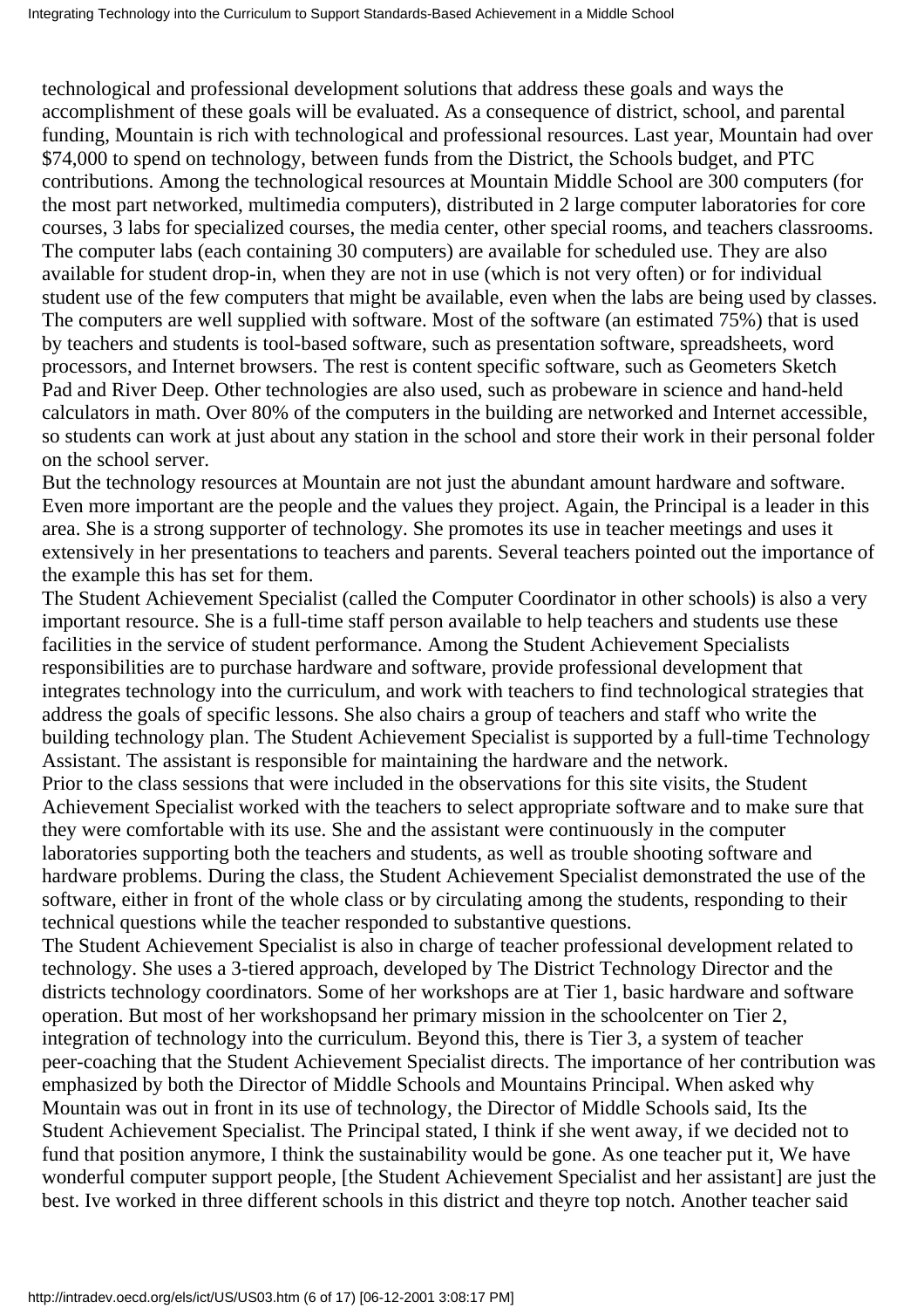technological and professional development solutions that address these goals and ways the accomplishment of these goals will be evaluated. As a consequence of district, school, and parental funding, Mountain is rich with technological and professional resources. Last year, Mountain had over $74,000 to spend on technology, between funds from the District, the Schools budget, and PTC contributions. Among the technological resources at Mountain Middle School are 300 computers (for the most part networked, multimedia computers), distributed in 2 large computer laboratories for core courses, 3 labs for specialized courses, the media center, other special rooms, and teachers classrooms. The computer labs (each containing 30 computers) are available for scheduled use. They are also available for student drop-in, when they are not in use (which is not very often) or for individual student use of the few computers that might be available, even when the labs are being used by classes. The computers are well supplied with software. Most of the software (an estimated 75%) that is used by teachers and students is tool-based software, such as presentation software, spreadsheets, word processors, and Internet browsers. The rest is content specific software, such as Geometers Sketch Pad and River Deep. Other technologies are also used, such as probeware in science and hand-held calculators in math. Over 80% of the computers in the building are networked and Internet accessible, so students can work at just about any station in the school and store their work in their personal folder on the school server.

But the technology resources at Mountain are not just the abundant amount hardware and software. Even more important are the people and the values they project. Again, the Principal is a leader in this area. She is a strong supporter of technology. She promotes its use in teacher meetings and uses it extensively in her presentations to teachers and parents. Several teachers pointed out the importance of the example this has set for them.

The Student Achievement Specialist (called the Computer Coordinator in other schools) is also a very important resource. She is a full-time staff person available to help teachers and students use these facilities in the service of student performance. Among the Student Achievement Specialists responsibilities are to purchase hardware and software, provide professional development that integrates technology into the curriculum, and work with teachers to find technological strategies that address the goals of specific lessons. She also chairs a group of teachers and staff who write the building technology plan. The Student Achievement Specialist is supported by a full-time Technology Assistant. The assistant is responsible for maintaining the hardware and the network.

Prior to the class sessions that were included in the observations for this site visits, the Student Achievement Specialist worked with the teachers to select appropriate software and to make sure that they were comfortable with its use. She and the assistant were continuously in the computer laboratories supporting both the teachers and students, as well as trouble shooting software and hardware problems. During the class, the Student Achievement Specialist demonstrated the use of the software, either in front of the whole class or by circulating among the students, responding to their technical questions while the teacher responded to substantive questions.

The Student Achievement Specialist is also in charge of teacher professional development related to technology. She uses a 3-tiered approach, developed by The District Technology Director and the districts technology coordinators. Some of her workshops are at Tier 1, basic hardware and software operation. But most of her workshopsand her primary mission in the schoolcenter on Tier 2, integration of technology into the curriculum. Beyond this, there is Tier 3, a system of teacher peer-coaching that the Student Achievement Specialist directs. The importance of her contribution was emphasized by both the Director of Middle Schools and Mountains Principal. When asked why Mountain was out in front in its use of technology, the Director of Middle Schools said, Its the Student Achievement Specialist. The Principal stated, I think if she went away, if we decided not to fund that position anymore, I think the sustainability would be gone. As one teacher put it, We have wonderful computer support people, [the Student Achievement Specialist and her assistant] are just the best. Ive worked in three different schools in this district and theyre top notch. Another teacher said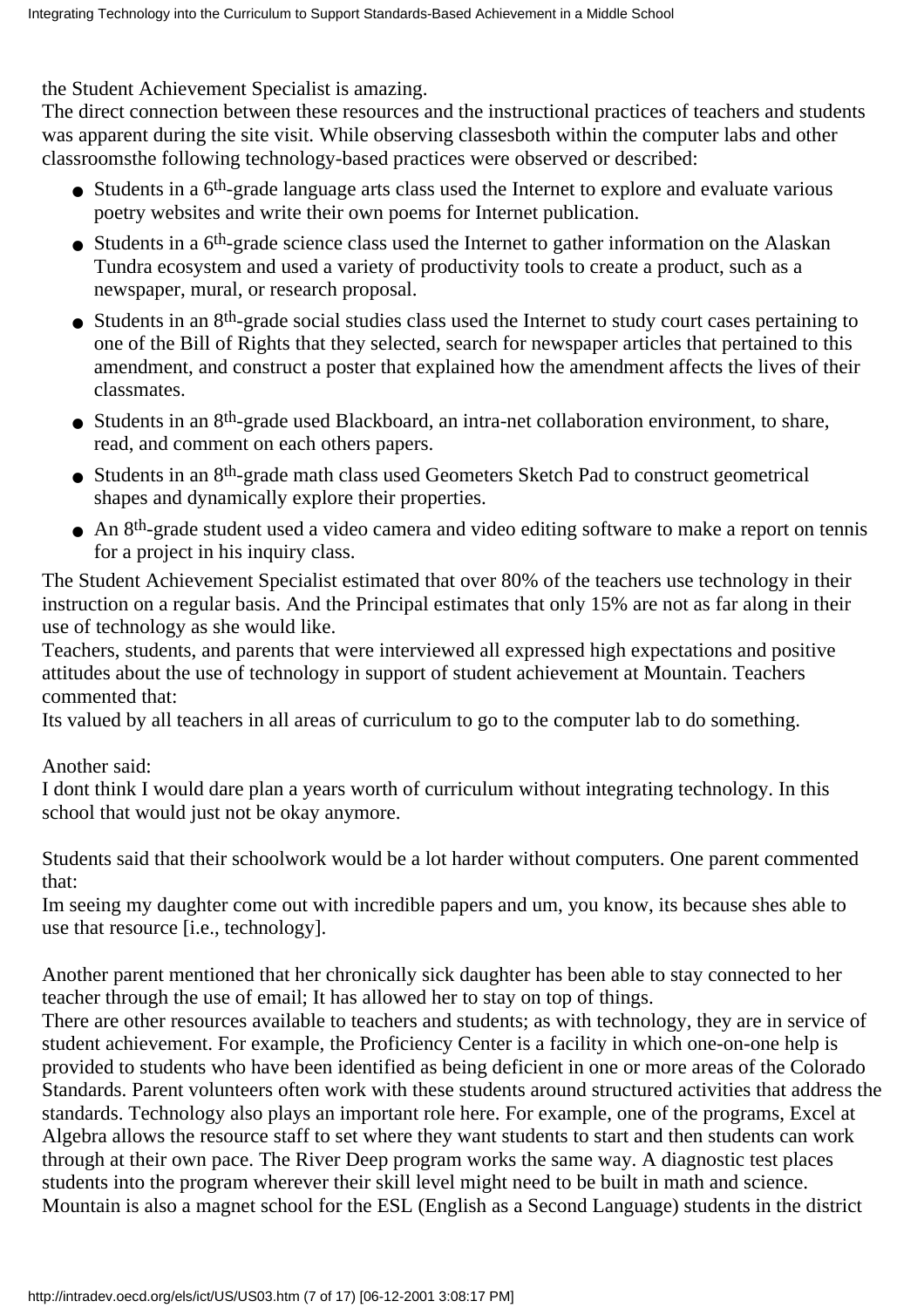the Student Achievement Specialist is amazing.

The direct connection between these resources and the instructional practices of teachers and students was apparent during the site visit. While observing classesboth within the computer labs and other classroomsthe following technology-based practices were observed or described:

- Students in a 6th-grade language arts class used the Internet to explore and evaluate various poetry websites and write their own poems for Internet publication.
- Students in a 6th-grade science class used the Internet to gather information on the Alaskan Tundra ecosystem and used a variety of productivity tools to create a product, such as a newspaper, mural, or research proposal.
- Students in an 8th-grade social studies class used the Internet to study court cases pertaining to one of the Bill of Rights that they selected, search for newspaper articles that pertained to this amendment, and construct a poster that explained how the amendment affects the lives of their classmates.
- Students in an 8th-grade used Blackboard, an intra-net collaboration environment, to share, read, and comment on each others papers.
- Students in an 8th-grade math class used Geometers Sketch Pad to construct geometrical shapes and dynamically explore their properties.
- An 8th-grade student used a video camera and video editing software to make a report on tennis for a project in his inquiry class.

The Student Achievement Specialist estimated that over 80% of the teachers use technology in their instruction on a regular basis. And the Principal estimates that only 15% are not as far along in their use of technology as she would like.

Teachers, students, and parents that were interviewed all expressed high expectations and positive attitudes about the use of technology in support of student achievement at Mountain. Teachers commented that:

Its valued by all teachers in all areas of curriculum to go to the computer lab to do something.

Another said:

I dont think I would dare plan a years worth of curriculum without integrating technology. In this school that would just not be okay anymore.

Students said that their schoolwork would be a lot harder without computers. One parent commented that:

Im seeing my daughter come out with incredible papers and um, you know, its because shes able to use that resource [i.e., technology].

Another parent mentioned that her chronically sick daughter has been able to stay connected to her teacher through the use of email; It has allowed her to stay on top of things.

There are other resources available to teachers and students; as with technology, they are in service of student achievement. For example, the Proficiency Center is a facility in which one-on-one help is provided to students who have been identified as being deficient in one or more areas of the Colorado Standards. Parent volunteers often work with these students around structured activities that address the standards. Technology also plays an important role here. For example, one of the programs, Excel at Algebra allows the resource staff to set where they want students to start and then students can work through at their own pace. The River Deep program works the same way. A diagnostic test places students into the program wherever their skill level might need to be built in math and science.

Mountain is also a magnet school for the ESL (English as a Second Language) students in the district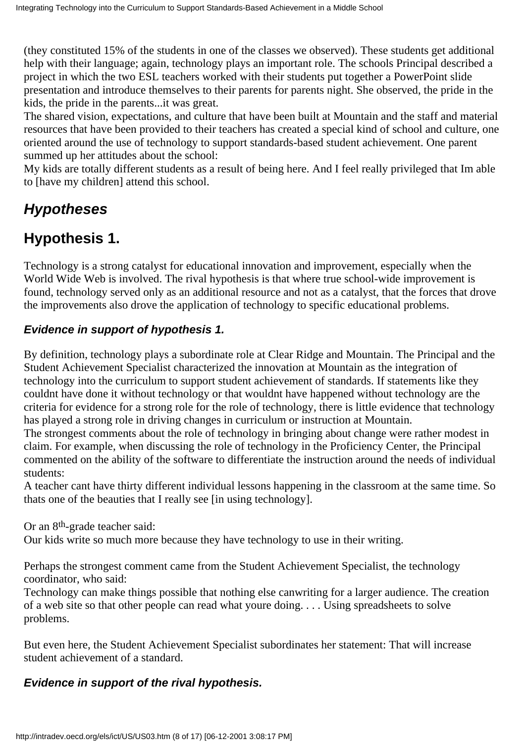(they constituted 15% of the students in one of the classes we observed). These students get additional help with their language; again, technology plays an important role. The schools Principal described a project in which the two ESL teachers worked with their students put together a PowerPoint slide presentation and introduce themselves to their parents for parents night. She observed, the pride in the kids, the pride in the parents...it was great.

The shared vision, expectations, and culture that have been built at Mountain and the staff and material resources that have been provided to their teachers has created a special kind of school and culture, one oriented around the use of technology to support standards-based student achievement. One parent summed up her attitudes about the school:

My kids are totally different students as a result of being here. And I feel really privileged that Im able to [have my children] attend this school.

## *Hypotheses*

## Hypothesis 1.

Technology is a strong catalyst for educational innovation and improvement, especially when the World Wide Web is involved. The rival hypothesis is that where true school-wide improvement is found, technology served only as an additional resource and not as a catalyst, that the forces that drove the improvements also drove the application of technology to specific educational problems.

### *Evidence in support of hypothesis 1.*

By definition, technology plays a subordinate role at Clear Ridge and Mountain. The Principal and the Student Achievement Specialist characterized the innovation at Mountain as the integration of technology into the curriculum to support student achievement of standards. If statements like they couldnt have done it without technology or that wouldnt have happened without technology are the criteria for evidence for a strong role for the role of technology, there is little evidence that technology has played a strong role in driving changes in curriculum or instruction at Mountain.

The strongest comments about the role of technology in bringing about change were rather modest in claim. For example, when discussing the role of technology in the Proficiency Center, the Principal commented on the ability of the software to differentiate the instruction around the needs of individual students:

A teacher cant have thirty different individual lessons happening in the classroom at the same time. So thats one of the beauties that I really see [in using technology].

Or an 8th-grade teacher said:

Our kids write so much more because they have technology to use in their writing.

Perhaps the strongest comment came from the Student Achievement Specialist, the technology coordinator, who said:

Technology can make things possible that nothing else canwriting for a larger audience. The creation of a web site so that other people can read what youre doing. . . . Using spreadsheets to solve problems.

But even here, the Student Achievement Specialist subordinates her statement: That will increase student achievement of a standard.

### *Evidence in support of the rival hypothesis.*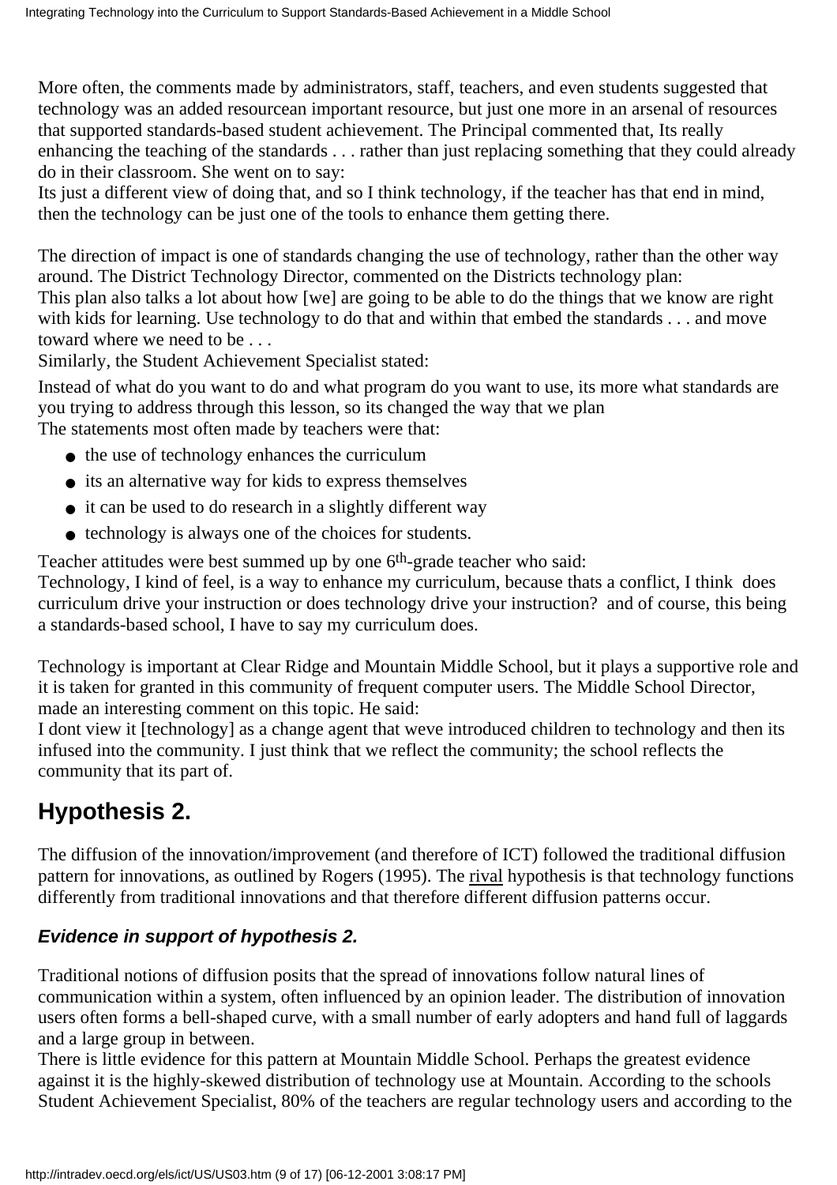More often, the comments made by administrators, staff, teachers, and even students suggested that technology was an added resourcean important resource, but just one more in an arsenal of resources that supported standards-based student achievement. The Principal commented that, Its really enhancing the teaching of the standards . . . rather than just replacing something that they could already do in their classroom. She went on to say:

Its just a different view of doing that, and so I think technology, if the teacher has that end in mind, then the technology can be just one of the tools to enhance them getting there.

The direction of impact is one of standards changing the use of technology, rather than the other way around. The District Technology Director, commented on the Districts technology plan:

This plan also talks a lot about how [we] are going to be able to do the things that we know are right with kids for learning. Use technology to do that and within that embed the standards . . . and move toward where we need to be . . .

Similarly, the Student Achievement Specialist stated:

Instead of what do you want to do and what program do you want to use, its more what standards are you trying to address through this lesson, so its changed the way that we plan

The statements most often made by teachers were that:

- the use of technology enhances the curriculum
- its an alternative way for kids to express themselves
- it can be used to do research in a slightly different way
- technology is always one of the choices for students.

Teacher attitudes were best summed up by one 6th-grade teacher who said:

Technology, I kind of feel, is a way to enhance my curriculum, because thats a conflict, I think does curriculum drive your instruction or does technology drive your instruction? and of course, this being a standards-based school, I have to say my curriculum does.

Technology is important at Clear Ridge and Mountain Middle School, but it plays a supportive role and it is taken for granted in this community of frequent computer users. The Middle School Director, made an interesting comment on this topic. He said:

I dont view it [technology] as a change agent that weve introduced children to technology and then its infused into the community. I just think that we reflect the community; the school reflects the community that its part of.

## Hypothesis 2.

The diffusion of the innovation/improvement (and therefore of ICT) followed the traditional diffusion pattern for innovations, as outlined by Rogers (1995). The rival hypothesis is that technology functions differently from traditional innovations and that therefore different diffusion patterns occur.

### *Evidence in support of hypothesis 2.*

Traditional notions of diffusion posits that the spread of innovations follow natural lines of communication within a system, often influenced by an opinion leader. The distribution of innovation users often forms a bell-shaped curve, with a small number of early adopters and hand full of laggards and a large group in between.

There is little evidence for this pattern at Mountain Middle School. Perhaps the greatest evidence against it is the highly-skewed distribution of technology use at Mountain. According to the schools Student Achievement Specialist, 80% of the teachers are regular technology users and according to the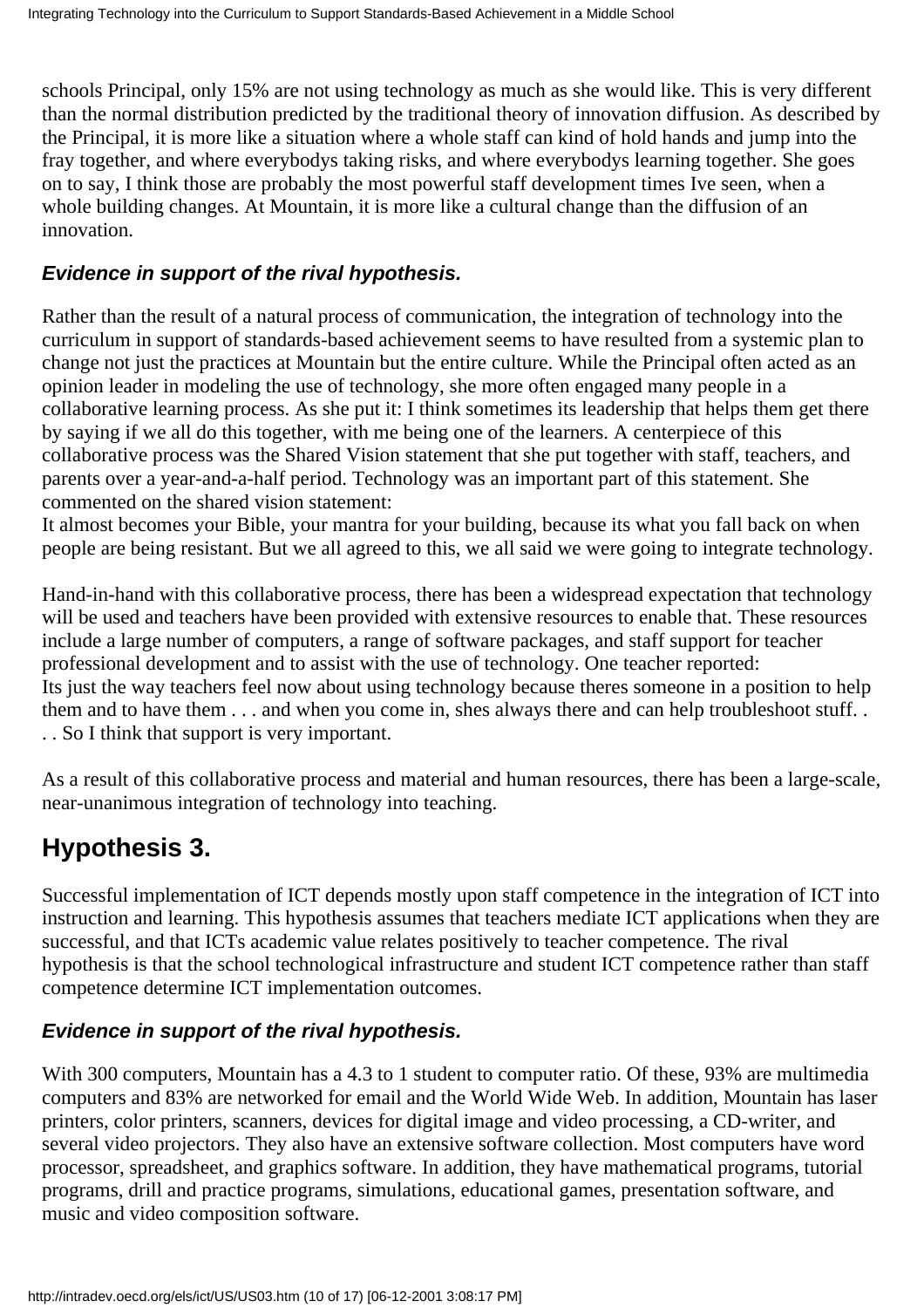schools Principal, only 15% are not using technology as much as she would like. This is very different than the normal distribution predicted by the traditional theory of innovation diffusion. As described by the Principal, it is more like a situation where a whole staff can kind of hold hands and jump into the fray together, and where everybodys taking risks, and where everybodys learning together. She goes on to say, I think those are probably the most powerful staff development times Ive seen, when a whole building changes. At Mountain, it is more like a cultural change than the diffusion of an innovation.

### *Evidence in support of the rival hypothesis.*

Rather than the result of a natural process of communication, the integration of technology into the curriculum in support of standards-based achievement seems to have resulted from a systemic plan to change not just the practices at Mountain but the entire culture. While the Principal often acted as an opinion leader in modeling the use of technology, she more often engaged many people in a collaborative learning process. As she put it: I think sometimes its leadership that helps them get there by saying if we all do this together, with me being one of the learners. A centerpiece of this collaborative process was the Shared Vision statement that she put together with staff, teachers, and parents over a year-and-a-half period. Technology was an important part of this statement. She commented on the shared vision statement:
It almost becomes your Bible, your mantra for your building, because its what you fall back on when people are being resistant. But we all agreed to this, we all said we were going to integrate technology.

Hand-in-hand with this collaborative process, there has been a widespread expectation that technology will be used and teachers have been provided with extensive resources to enable that. These resources include a large number of computers, a range of software packages, and staff support for teacher professional development and to assist with the use of technology. One teacher reported:
Its just the way teachers feel now about using technology because theres someone in a position to help them and to have them . . . and when you come in, shes always there and can help troubleshoot stuff. . . . So I think that support is very important.

As a result of this collaborative process and material and human resources, there has been a large-scale, near-unanimous integration of technology into teaching.

## Hypothesis 3.

Successful implementation of ICT depends mostly upon staff competence in the integration of ICT into instruction and learning. This hypothesis assumes that teachers mediate ICT applications when they are successful, and that ICTs academic value relates positively to teacher competence. The rival hypothesis is that the school technological infrastructure and student ICT competence rather than staff competence determine ICT implementation outcomes.

### *Evidence in support of the rival hypothesis.*

With 300 computers, Mountain has a 4.3 to 1 student to computer ratio. Of these, 93% are multimedia computers and 83% are networked for email and the World Wide Web. In addition, Mountain has laser printers, color printers, scanners, devices for digital image and video processing, a CD-writer, and several video projectors. They also have an extensive software collection. Most computers have word processor, spreadsheet, and graphics software. In addition, they have mathematical programs, tutorial programs, drill and practice programs, simulations, educational games, presentation software, and music and video composition software.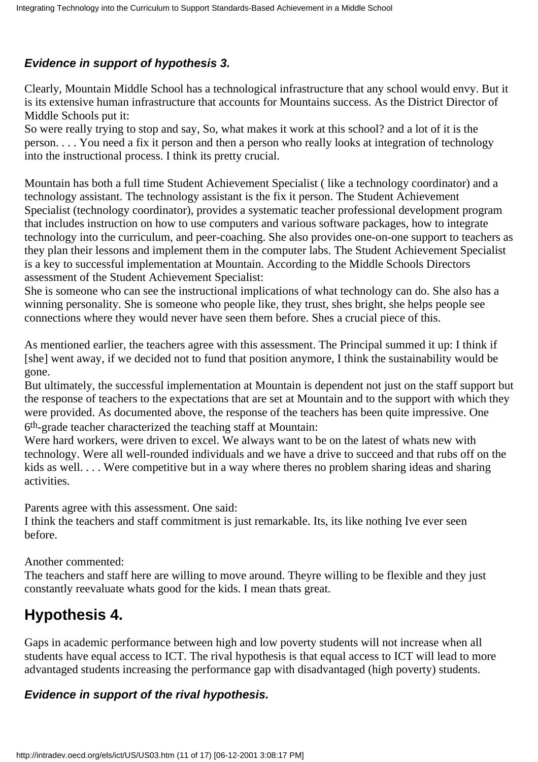### *Evidence in support of hypothesis 3.*

Clearly, Mountain Middle School has a technological infrastructure that any school would envy. But it is its extensive human infrastructure that accounts for Mountains success. As the District Director of Middle Schools put it:

So were really trying to stop and say, So, what makes it work at this school? and a lot of it is the person. . . . You need a fix it person and then a person who really looks at integration of technology into the instructional process. I think its pretty crucial.

Mountain has both a full time Student Achievement Specialist ( like a technology coordinator) and a technology assistant. The technology assistant is the fix it person. The Student Achievement Specialist (technology coordinator), provides a systematic teacher professional development program that includes instruction on how to use computers and various software packages, how to integrate technology into the curriculum, and peer-coaching. She also provides one-on-one support to teachers as they plan their lessons and implement them in the computer labs. The Student Achievement Specialist is a key to successful implementation at Mountain. According to the Middle Schools Directors assessment of the Student Achievement Specialist:

She is someone who can see the instructional implications of what technology can do. She also has a winning personality. She is someone who people like, they trust, shes bright, she helps people see connections where they would never have seen them before. Shes a crucial piece of this.

As mentioned earlier, the teachers agree with this assessment. The Principal summed it up: I think if [she] went away, if we decided not to fund that position anymore, I think the sustainability would be gone.

But ultimately, the successful implementation at Mountain is dependent not just on the staff support but the response of teachers to the expectations that are set at Mountain and to the support with which they were provided. As documented above, the response of the teachers has been quite impressive. One 6th-grade teacher characterized the teaching staff at Mountain:

Were hard workers, were driven to excel. We always want to be on the latest of whats new with technology. Were all well-rounded individuals and we have a drive to succeed and that rubs off on the kids as well. . . . Were competitive but in a way where theres no problem sharing ideas and sharing activities.

Parents agree with this assessment. One said:

I think the teachers and staff commitment is just remarkable. Its, its like nothing Ive ever seen before.

Another commented:

The teachers and staff here are willing to move around. Theyre willing to be flexible and they just constantly reevaluate whats good for the kids. I mean thats great.

## Hypothesis 4.

Gaps in academic performance between high and low poverty students will not increase when all students have equal access to ICT. The rival hypothesis is that equal access to ICT will lead to more advantaged students increasing the performance gap with disadvantaged (high poverty) students.

### *Evidence in support of the rival hypothesis.*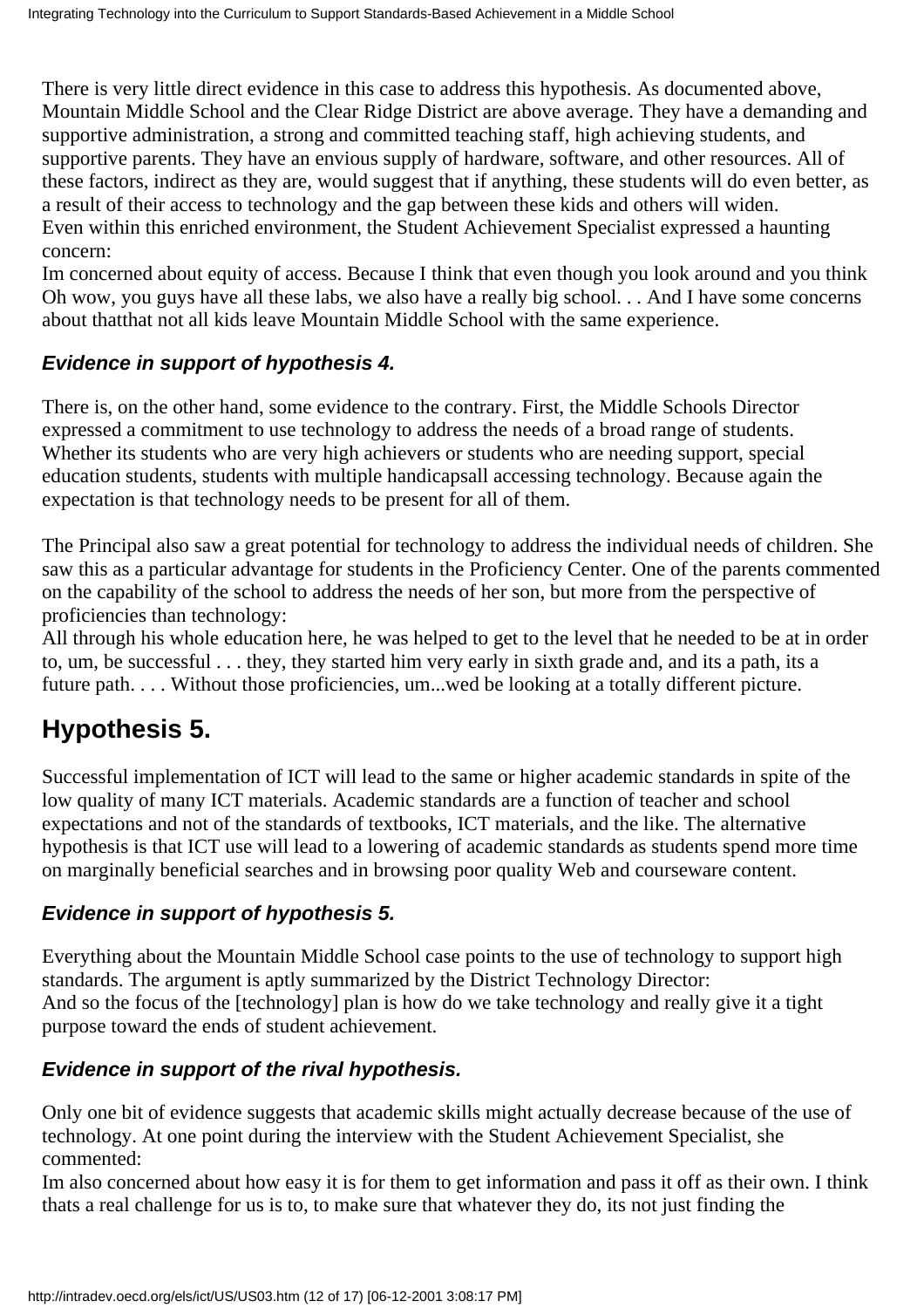There is very little direct evidence in this case to address this hypothesis. As documented above, Mountain Middle School and the Clear Ridge District are above average. They have a demanding and supportive administration, a strong and committed teaching staff, high achieving students, and supportive parents. They have an envious supply of hardware, software, and other resources. All of these factors, indirect as they are, would suggest that if anything, these students will do even better, as a result of their access to technology and the gap between these kids and others will widen.
Even within this enriched environment, the Student Achievement Specialist expressed a haunting concern:
Im concerned about equity of access. Because I think that even though you look around and you think Oh wow, you guys have all these labs, we also have a really big school. . . And I have some concerns about thatthat not all kids leave Mountain Middle School with the same experience.

#### *Evidence in support of hypothesis 4.*

There is, on the other hand, some evidence to the contrary. First, the Middle Schools Director expressed a commitment to use technology to address the needs of a broad range of students. Whether its students who are very high achievers or students who are needing support, special education students, students with multiple handicapsall accessing technology. Because again the expectation is that technology needs to be present for all of them.

The Principal also saw a great potential for technology to address the individual needs of children. She saw this as a particular advantage for students in the Proficiency Center. One of the parents commented on the capability of the school to address the needs of her son, but more from the perspective of proficiencies than technology:
All through his whole education here, he was helped to get to the level that he needed to be at in order to, um, be successful . . . they, they started him very early in sixth grade and, and its a path, its a future path. . . . Without those proficiencies, um...wed be looking at a totally different picture.

## Hypothesis 5.

Successful implementation of ICT will lead to the same or higher academic standards in spite of the low quality of many ICT materials. Academic standards are a function of teacher and school expectations and not of the standards of textbooks, ICT materials, and the like. The alternative hypothesis is that ICT use will lead to a lowering of academic standards as students spend more time on marginally beneficial searches and in browsing poor quality Web and courseware content.

#### *Evidence in support of hypothesis 5.*

Everything about the Mountain Middle School case points to the use of technology to support high standards. The argument is aptly summarized by the District Technology Director:
And so the focus of the [technology] plan is how do we take technology and really give it a tight purpose toward the ends of student achievement.

#### *Evidence in support of the rival hypothesis.*

Only one bit of evidence suggests that academic skills might actually decrease because of the use of technology. At one point during the interview with the Student Achievement Specialist, she commented:
Im also concerned about how easy it is for them to get information and pass it off as their own. I think thats a real challenge for us is to, to make sure that whatever they do, its not just finding the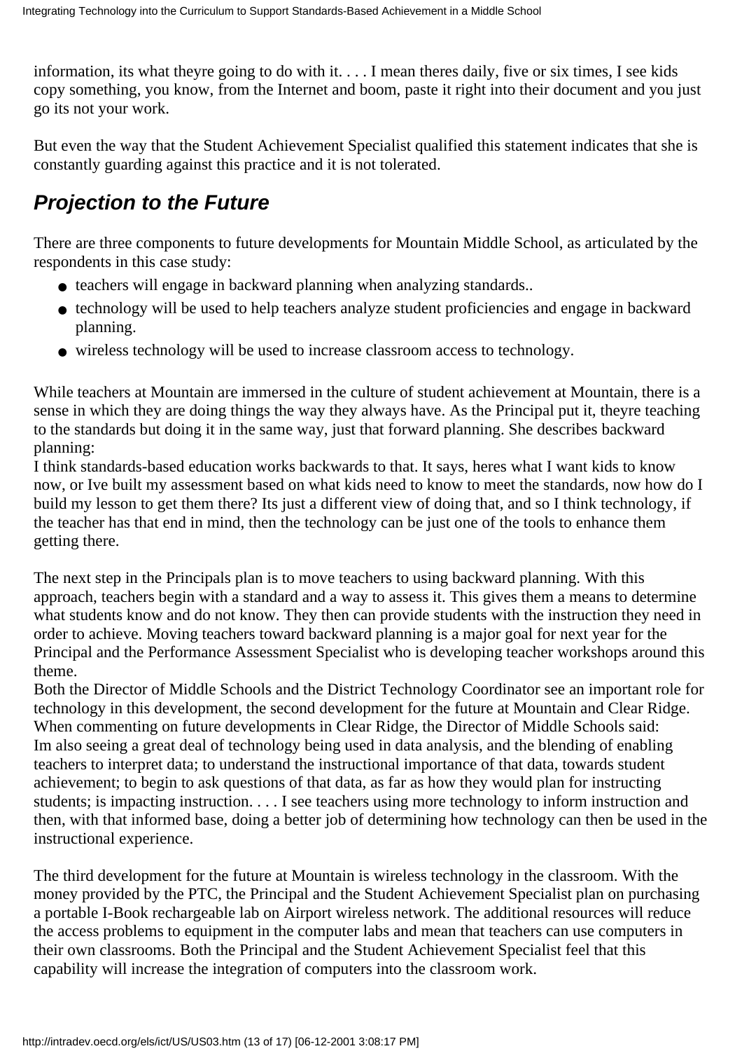information, its what theyre going to do with it. . . . I mean theres daily, five or six times, I see kids copy something, you know, from the Internet and boom, paste it right into their document and you just go its not your work.

But even the way that the Student Achievement Specialist qualified this statement indicates that she is constantly guarding against this practice and it is not tolerated.

## *Projection to the Future*

There are three components to future developments for Mountain Middle School, as articulated by the respondents in this case study:

- teachers will engage in backward planning when analyzing standards..
- technology will be used to help teachers analyze student proficiencies and engage in backward planning.
- wireless technology will be used to increase classroom access to technology.

While teachers at Mountain are immersed in the culture of student achievement at Mountain, there is a sense in which they are doing things the way they always have. As the Principal put it, theyre teaching to the standards but doing it in the same way, just that forward planning. She describes backward planning:

I think standards-based education works backwards to that. It says, heres what I want kids to know now, or Ive built my assessment based on what kids need to know to meet the standards, now how do I build my lesson to get them there? Its just a different view of doing that, and so I think technology, if the teacher has that end in mind, then the technology can be just one of the tools to enhance them getting there.

The next step in the Principals plan is to move teachers to using backward planning. With this approach, teachers begin with a standard and a way to assess it. This gives them a means to determine what students know and do not know. They then can provide students with the instruction they need in order to achieve. Moving teachers toward backward planning is a major goal for next year for the Principal and the Performance Assessment Specialist who is developing teacher workshops around this theme.

Both the Director of Middle Schools and the District Technology Coordinator see an important role for technology in this development, the second development for the future at Mountain and Clear Ridge. When commenting on future developments in Clear Ridge, the Director of Middle Schools said:

Im also seeing a great deal of technology being used in data analysis, and the blending of enabling teachers to interpret data; to understand the instructional importance of that data, towards student achievement; to begin to ask questions of that data, as far as how they would plan for instructing students; is impacting instruction. . . . I see teachers using more technology to inform instruction and then, with that informed base, doing a better job of determining how technology can then be used in the instructional experience.

The third development for the future at Mountain is wireless technology in the classroom. With the money provided by the PTC, the Principal and the Student Achievement Specialist plan on purchasing a portable I-Book rechargeable lab on Airport wireless network. The additional resources will reduce the access problems to equipment in the computer labs and mean that teachers can use computers in their own classrooms. Both the Principal and the Student Achievement Specialist feel that this capability will increase the integration of computers into the classroom work.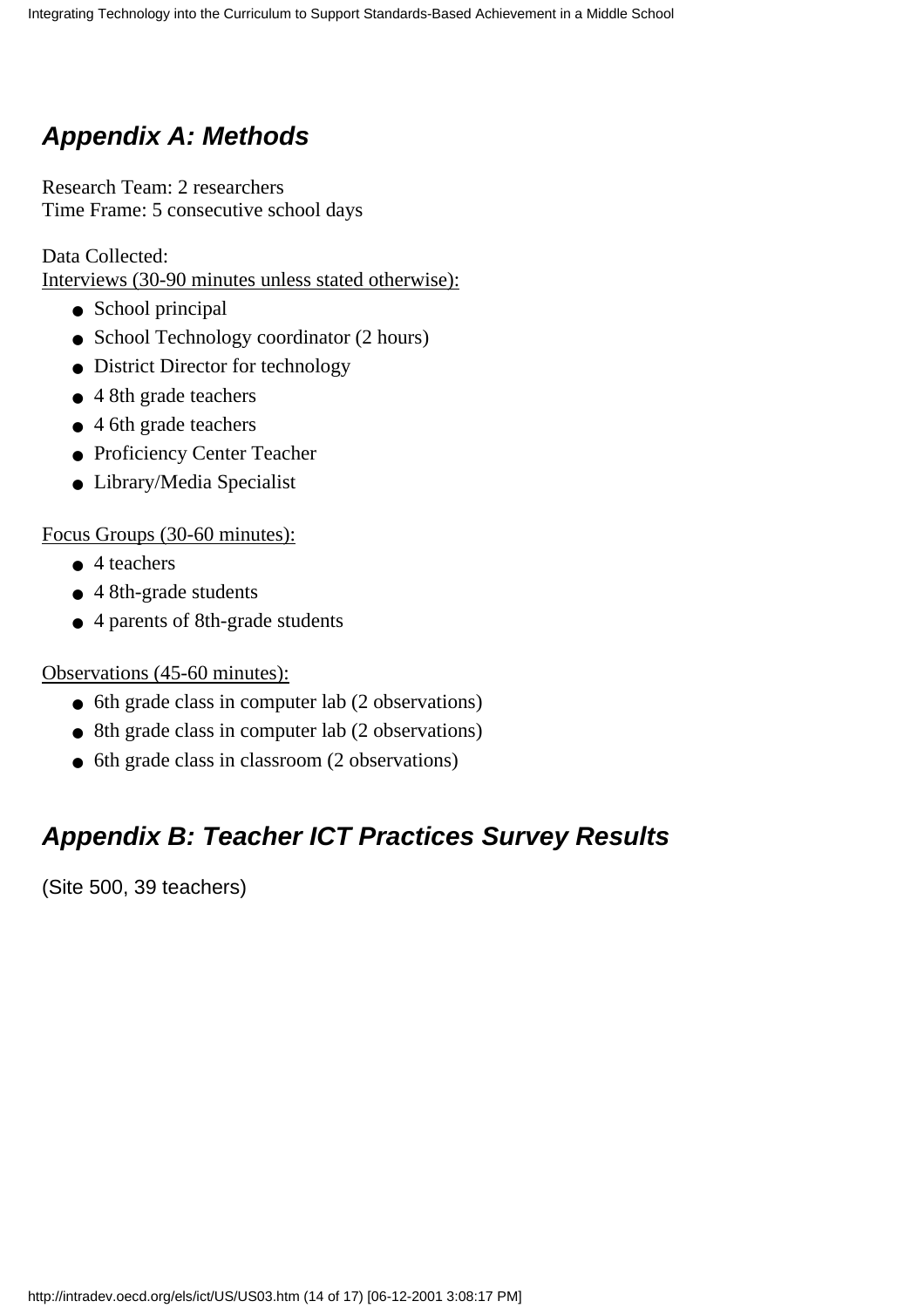## *Appendix A: Methods*

Research Team: 2 researchers
Time Frame: 5 consecutive school days

Data Collected:
<u>Interviews (30-90 minutes unless stated otherwise):</u>

- School principal
- School Technology coordinator (2 hours)
- District Director for technology
- 4 8th grade teachers
- 4 6th grade teachers
- Proficiency Center Teacher
- Library/Media Specialist

<u>Focus Groups (30-60 minutes):</u>

- 4 teachers
- 4 8th-grade students
- 4 parents of 8th-grade students

<u>Observations (45-60 minutes):</u>

- 6th grade class in computer lab (2 observations)
- 8th grade class in computer lab (2 observations)
- 6th grade class in classroom (2 observations)

## *Appendix B: Teacher ICT Practices Survey Results*

(Site 500, 39 teachers)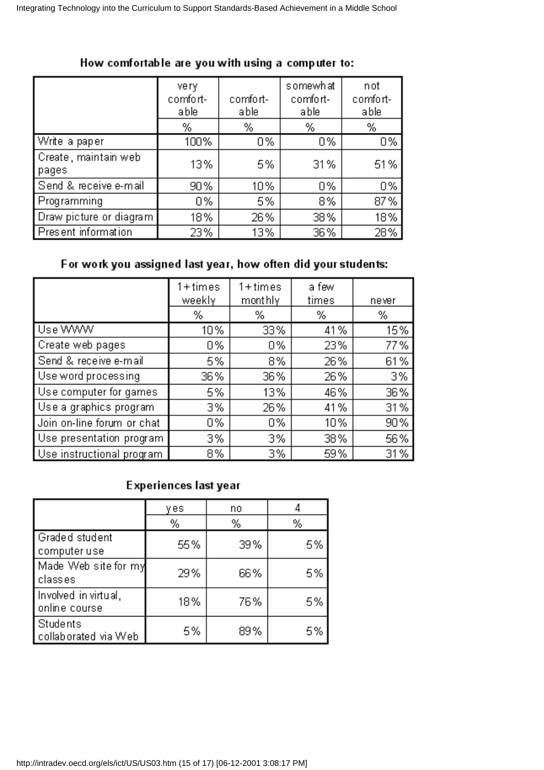### How comfortable are you with using a computer to:

| | very comfort-able | comfort-able | somewhat comfort-able | not comfort-able |
|---|---|---|---|---|
| | % | % | % | % |
| Write a paper | 100% | 0% | 0% | 0% |
| Create, maintain web pages | 13% | 5% | 31% | 51% |
| Send & receive e-mail | 90% | 10% | 0% | 0% |
| Programming | 0% | 5% | 8% | 87% |
| Draw picture or diagram | 18% | 26% | 38% | 18% |
| Present information | 23% | 13% | 36% | 28% |

### For work you assigned last year, how often did your students:

| | 1+times weekly | 1+times monthly | a few times | never |
|---|---|---|---|---|
| | % | % | % | % |
| Use WWW | 10% | 33% | 41% | 15% |
| Create web pages | 0% | 0% | 23% | 77% |
| Send & receive e-mail | 5% | 8% | 26% | 61% |
| Use word processing | 36% | 36% | 26% | 3% |
| Use computer for games | 5% | 13% | 46% | 36% |
| Use a graphics program | 3% | 26% | 41% | 31% |
| Join on-line forum or chat | 0% | 0% | 10% | 90% |
| Use presentation program | 3% | 3% | 38% | 56% |
| Use instructional program | 8% | 3% | 59% | 31% |

### Experiences last year

| | yes | no | 4 |
|---|---|---|---|
| | % | % | % |
| Graded student computer use | 55% | 39% | 5% |
| Made Web site for my classes | 29% | 66% | 5% |
| Involved in virtual, online course | 18% | 76% | 5% |
| Students collaborated via Web | 5% | 89% | 5% |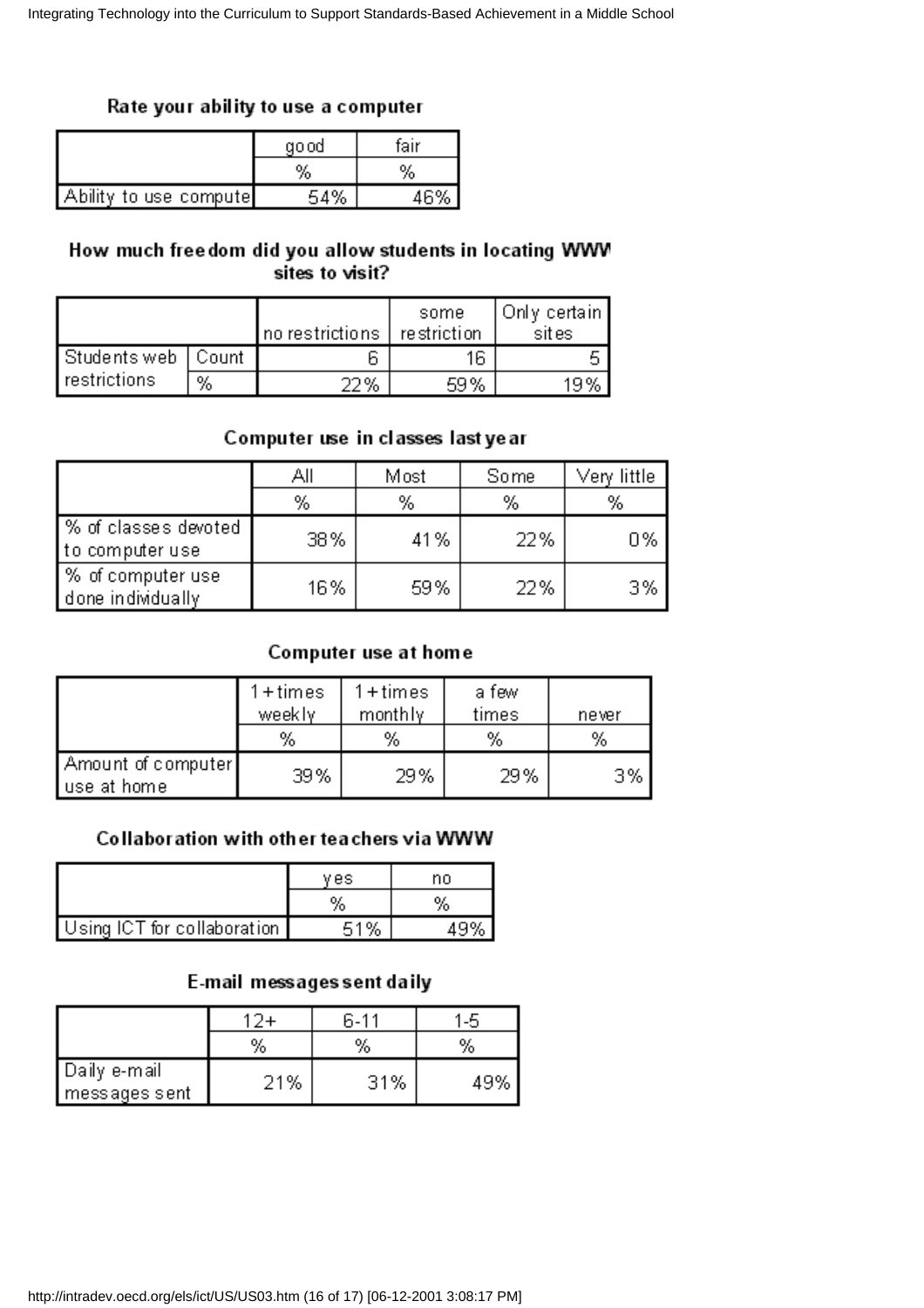### Rate your ability to use a computer

| | good | fair |
|---|---|---|
| | % | % |
| Ability to use compute | 54% | 46% |

### How much freedom did you allow students in locating WWW sites to visit?

| | | no restrictions | some restriction | Only certain sites |
|---|---|---|---|---|
| Students web restrictions | Count | 6 | 16 | 5 |
| | % | 22% | 59% | 19% |

### Computer use in classes last year

| | All | Most | Some | Very little |
|---|---|---|---|---|
| | % | % | % | % |
| % of classes devoted to computer use | 38% | 41% | 22% | 0% |
| % of computer use done individually | 16% | 59% | 22% | 3% |

### Computer use at home

| | 1+times weekly | 1+times monthly | a few times | never |
|---|---|---|---|---|
| | % | % | % | % |
| Amount of computer use at home | 39% | 29% | 29% | 3% |

### Collaboration with other teachers via WWW

| | yes | no |
|---|---|---|
| | % | % |
| Using ICT for collaboration | 51% | 49% |

### E-mail messages sent daily

| | 12+ | 6-11 | 1-5 |
|---|---|---|---|
| | % | % | % |
| Daily e-mail messages sent | 21% | 31% | 49% |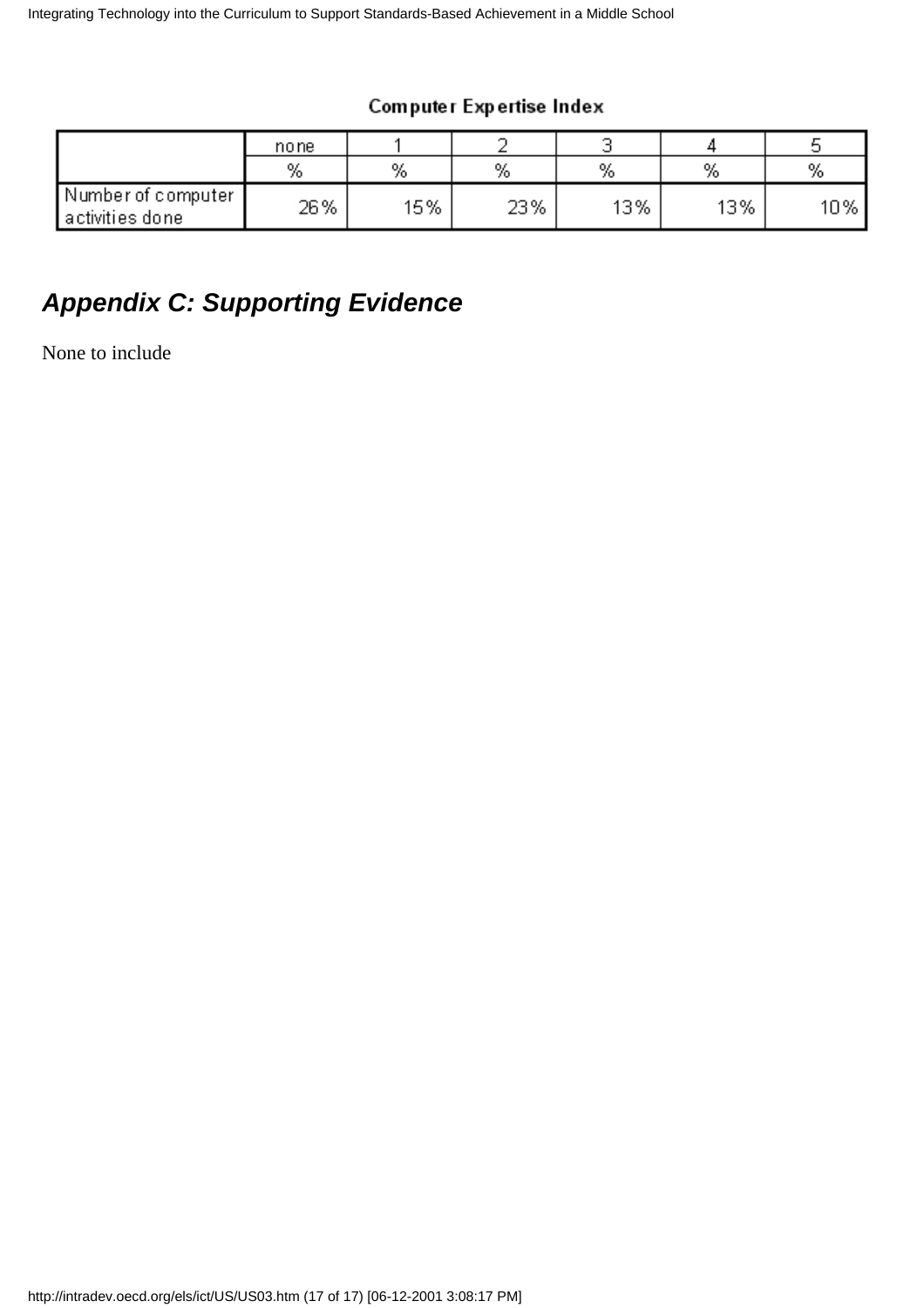**Computer Expertise Index**

| | none | 1 | 2 | 3 | 4 | 5 |
|---|---|---|---|---|---|---|
| | % | % | % | % | % | % |
| Number of computer activities done | 26% | 15% | 23% | 13% | 13% | 10% |

## *Appendix C: Supporting Evidence*

None to include